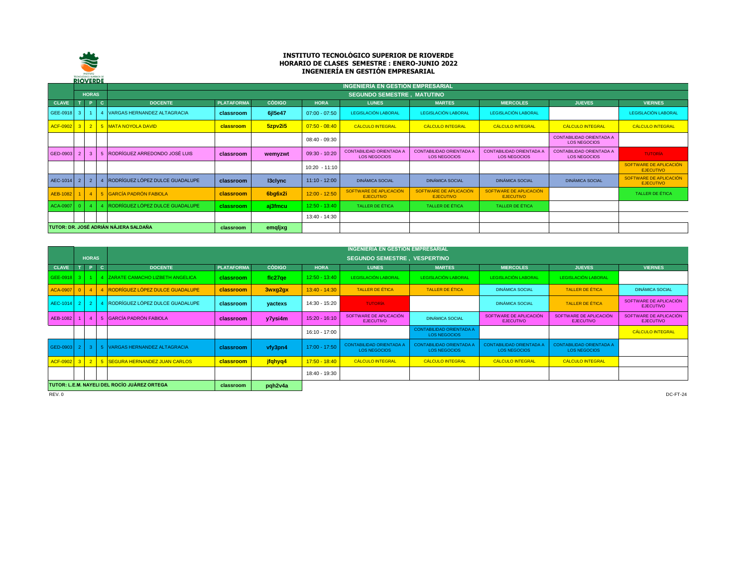# INSTITUTO TECNOLÓGICO SUPERIOR DE RIOVERDE
## HORARIO DE CLASES SEMESTRE : ENERO-JUNIO 2022
## INGENIERÍA EN GESTIÓN EMPRESARIAL

| | HORAS | | | INGENIERIA EN GESTION EMPRESARIAL — SEGUNDO SEMESTRE , MATUTINO | | | | | | | | | |
|---|---|---|---|---|---|---|---|---|---|---|---|---|---|
| CLAVE | T | P | C | DOCENTE | PLATAFORMA | CÓDIGO | HORA | LUNES | MARTES | MIERCOLES | JUEVES | VIERNES |
| GEE-0918 | 3 | 1 | 4 | VARGAS HERNANDEZ ALTAGRACIA | classroom | 6jl5e47 | 07:00 - 07:50 | LEGISLACIÓN LABORAL | LEGISLACIÓN LABORAL | LEGISLACIÓN LABORAL | | LEGISLACIÓN LABORAL |
| ACF-0902 | 3 | 2 | 5 | MATA NOYOLA DAVID | classroom | 5zpv2i5 | 07:50 - 08:40 | CÁLCULO INTEGRAL | CÁLCULO INTEGRAL | CÁLCULO INTEGRAL | CÁLCULO INTEGRAL | CÁLCULO INTEGRAL |
| | | | | | | | 08:40 - 09:30 | | | | CONTABILIDAD ORIENTADA A LOS NEGOCIOS | |
| GED-0903 | 2 | 3 | 5 | RODRÍGUEZ ARREDONDO JOSÉ LUIS | classroom | wemyzwt | 09:30 - 10:20 | CONTABILIDAD ORIENTADA A LOS NEGOCIOS | CONTABILIDAD ORIENTADA A LOS NEGOCIOS | CONTABILIDAD ORIENTADA A LOS NEGOCIOS | CONTABILIDAD ORIENTADA A LOS NEGOCIOS | TUTORIA |
| | | | | | | | 10:20 - 11:10 | | | | | SOFTWARE DE APLICACIÓN EJECUTIVO |
| AEC-1014 | 2 | 2 | 4 | RODRÍGUEZ LÓPEZ DULCE GUADALUPE | classroom | l3clync | 11:10 - 12:00 | DINÁMICA SOCIAL | DINÁMICA SOCIAL | DINÁMICA SOCIAL | DINÁMICA SOCIAL | SOFTWARE DE APLICACIÓN EJECUTIVO |
| AEB-1082 | 1 | 4 | 5 | GARCÍA PADRÓN FABIOLA | classroom | 6bg6x2i | 12:00 - 12:50 | SOFTWARE DE APLICACIÓN EJECUTIVO | SOFTWARE DE APLICACIÓN EJECUTIVO | SOFTWARE DE APLICACIÓN EJECUTIVO | | TALLER DE ÉTICA |
| ACA-0907 | 0 | 4 | 4 | RODRÍGUEZ LÓPEZ DULCE GUADALUPE | classroom | aj3fmcu | 12:50 - 13:40 | TALLER DE ÉTICA | TALLER DE ÉTICA | TALLER DE ÉTICA | | |
| | | | | | | | 13:40 - 14:30 | | | | | |
| TUTOR: DR. JOSÉ ADRIÁN NÁJERA SALDAÑA | | | | | classroom | emqljxg | | | | | | |

| | HORAS | | | INGENIERIA EN GESTION EMPRESARIAL — SEGUNDO SEMESTRE , VESPERTINO | | | | | | | | | |
|---|---|---|---|---|---|---|---|---|---|---|---|---|---|
| CLAVE | T | P | C | DOCENTE | PLATAFORMA | CÓDIGO | HORA | LUNES | MARTES | MIERCOLES | JUEVES | VIERNES |
| GEE-0918 | 3 | 1 | 4 | ZARATE CAMACHO LIZBETH ANGELICA | classroom | flc27qe | 12:50 - 13:40 | LEGISLACIÓN LABORAL | LEGISLACIÓN LABORAL | LEGISLACIÓN LABORAL | LEGISLACIÓN LABORAL | |
| ACA-0907 | 0 | 4 | 4 | RODRÍGUEZ LÓPEZ DULCE GUADALUPE | classroom | 3wxg2gx | 13:40 - 14:30 | TALLER DE ÉTICA | TALLER DE ÉTICA | DINÁMICA SOCIAL | TALLER DE ÉTICA | DINÁMICA SOCIAL |
| AEC-1014 | 2 | 2 | 4 | RODRÍGUEZ LÓPEZ DULCE GUADALUPE | classroom | yactexs | 14:30 - 15:20 | TUTORIA | | DINÁMICA SOCIAL | TALLER DE ÉTICA | SOFTWARE DE APLICACIÓN EJECUTIVO |
| AEB-1082 | 1 | 4 | 5 | GARCÍA PADRÓN FABIOLA | classroom | y7ysi4m | 15:20 - 16:10 | SOFTWARE DE APLICACIÓN EJECUTIVO | DINÁMICA SOCIAL | SOFTWARE DE APLICACIÓN EJECUTIVO | SOFTWARE DE APLICACIÓN EJECUTIVO | SOFTWARE DE APLICACIÓN EJECUTIVO |
| | | | | | | | 16:10 - 17:00 | | CONTABILIDAD ORIENTADA A LOS NEGOCIOS | | | CÁLCULO INTEGRAL |
| GED-0903 | 2 | 3 | 5 | VARGAS HERNANDEZ ALTAGRACIA | classroom | vfy3pn4 | 17:00 - 17:50 | CONTABILIDAD ORIENTADA A LOS NEGOCIOS | CONTABILIDAD ORIENTADA A LOS NEGOCIOS | CONTABILIDAD ORIENTADA A LOS NEGOCIOS | CONTABILIDAD ORIENTADA A LOS NEGOCIOS | |
| ACF-0902 | 3 | 2 | 5 | SEGURA HERNANDEZ JUAN CARLOS | classroom | jfqhyq4 | 17:50 - 18:40 | CÁLCULO INTEGRAL | CÁLCULO INTEGRAL | CÁLCULO INTEGRAL | CÁLCULO INTEGRAL | |
| | | | | | | | 18:40 - 19:30 | | | | | |
| TUTOR: L.E.M. NAYELI DEL ROCÍO JUÁREZ ORTEGA | | | | | classroom | pqh2v4a | | | | | | |

REV. 0

DC-FT-24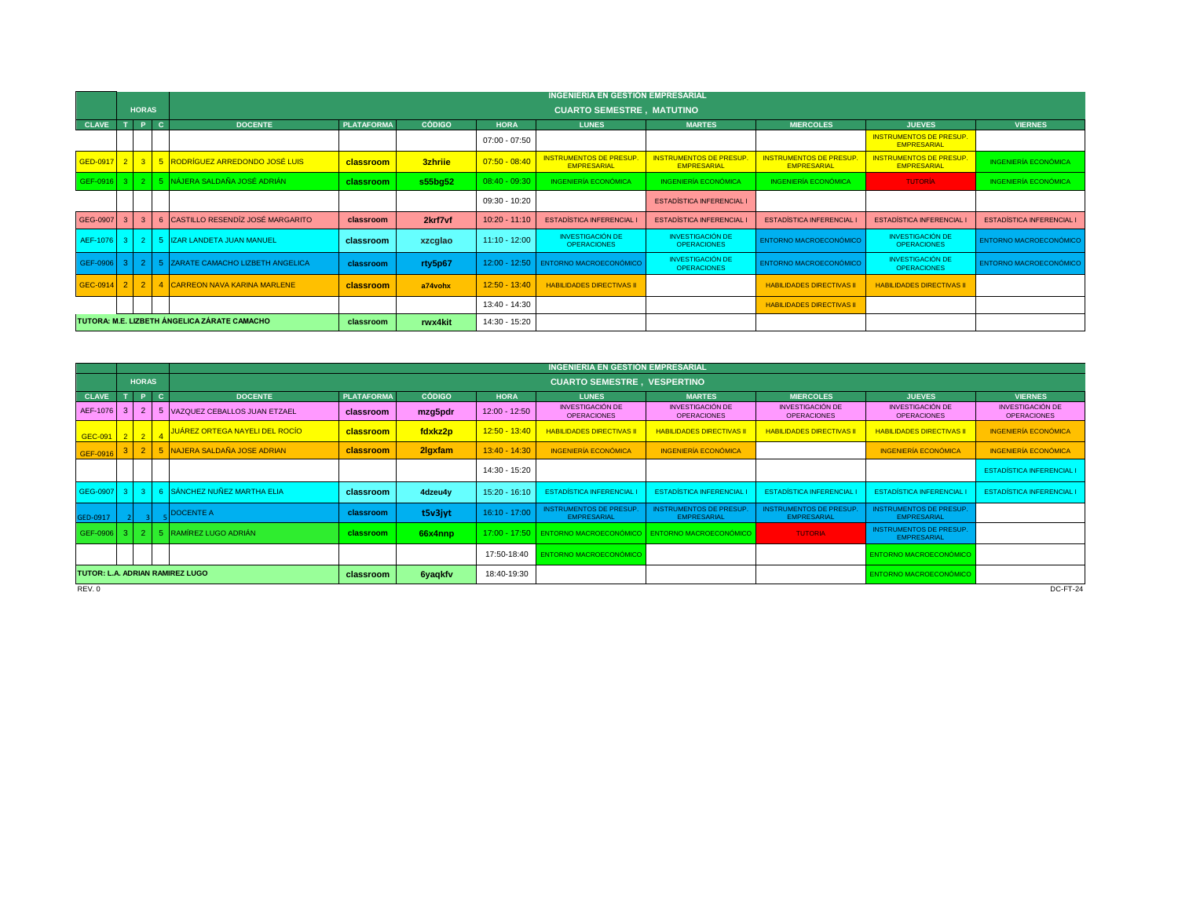| | HORAS | | | INGENIERÍA EN GESTIÓN EMPRESARIAL — CUARTO SEMESTRE , MATUTINO | | | | | | | | |
|---|---|---|---|---|---|---|---|---|---|---|---|---|
| CLAVE | T | P | C | DOCENTE | PLATAFORMA | CÓDIGO | HORA | LUNES | MARTES | MIERCOLES | JUEVES | VIERNES |
| | | | | | | | 07:00 - 07:50 | | | | INSTRUMENTOS DE PRESUP. EMPRESARIAL | |
| GED-0917 | 2 | 3 | 5 | RODRÍGUEZ ARREDONDO JOSÉ LUIS | classroom | 3zhriie | 07:50 - 08:40 | INSTRUMENTOS DE PRESUP. EMPRESARIAL | INSTRUMENTOS DE PRESUP. EMPRESARIAL | INSTRUMENTOS DE PRESUP. EMPRESARIAL | INSTRUMENTOS DE PRESUP. EMPRESARIAL | INGENIERÍA ECONÓMICA |
| GEF-0916 | 3 | 2 | 5 | NÁJERA SALDAÑA JOSÉ ADRIÁN | classroom | s55bg52 | 08:40 - 09:30 | INGENIERÍA ECONÓMICA | INGENIERÍA ECONÓMICA | INGENIERÍA ECONÓMICA | TUTORÍA | INGENIERÍA ECONÓMICA |
| | | | | | | | 09:30 - 10:20 | | ESTADÍSTICA INFERENCIAL I | | | |
| GEG-0907 | 3 | 3 | 6 | CASTILLO RESENDÍZ JOSÉ MARGARITO | classroom | 2krf7vf | 10:20 - 11:10 | ESTADÍSTICA INFERENCIAL I | ESTADÍSTICA INFERENCIAL I | ESTADÍSTICA INFERENCIAL I | ESTADÍSTICA INFERENCIAL I | ESTADÍSTICA INFERENCIAL I |
| AEF-1076 | 3 | 2 | 5 | IZAR LANDETA JUAN MANUEL | classroom | xzcglao | 11:10 - 12:00 | INVESTIGACIÓN DE OPERACIONES | INVESTIGACIÓN DE OPERACIONES | ENTORNO MACROECONÓMICO | INVESTIGACIÓN DE OPERACIONES | ENTORNO MACROECONÓMICO |
| GEF-0906 | 3 | 2 | 5 | ZARATE CAMACHO LIZBETH ANGELICA | classroom | rty5p67 | 12:00 - 12:50 | ENTORNO MACROECONÓMICO | INVESTIGACIÓN DE OPERACIONES | ENTORNO MACROECONÓMICO | INVESTIGACIÓN DE OPERACIONES | ENTORNO MACROECONÓMICO |
| GEC-0914 | 2 | 2 | 4 | CARREON NAVA KARINA MARLENE | classroom | a74vohx | 12:50 - 13:40 | HABILIDADES DIRECTIVAS II | | HABILIDADES DIRECTIVAS II | HABILIDADES DIRECTIVAS II | |
| | | | | | | | 13:40 - 14:30 | | | HABILIDADES DIRECTIVAS II | | |
| TUTORA: M.E. LIZBETH ÁNGELICA ZÁRATE CAMACHO | | | | | classroom | rwx4kit | 14:30 - 15:20 | | | | | |

| | HORAS | | | INGENIERÍA EN GESTIÓN EMPRESARIAL — CUARTO SEMESTRE , VESPERTINO | | | | | | | | |
|---|---|---|---|---|---|---|---|---|---|---|---|---|
| CLAVE | T | P | C | DOCENTE | PLATAFORMA | CÓDIGO | HORA | LUNES | MARTES | MIERCOLES | JUEVES | VIERNES |
| AEF-1076 | 3 | 2 | 5 | VAZQUEZ CEBALLOS JUAN ETZAEL | classroom | mzg5pdr | 12:00 - 12:50 | INVESTIGACIÓN DE OPERACIONES | INVESTIGACIÓN DE OPERACIONES | INVESTIGACIÓN DE OPERACIONES | INVESTIGACIÓN DE OPERACIONES | INVESTIGACIÓN DE OPERACIONES |
| GEC-091 | 2 | 2 | 4 | JUÁREZ ORTEGA NAYELI DEL ROCÍO | classroom | fdxkz2p | 12:50 - 13:40 | HABILIDADES DIRECTIVAS II | HABILIDADES DIRECTIVAS II | HABILIDADES DIRECTIVAS II | HABILIDADES DIRECTIVAS II | INGENIERÍA ECONÓMICA |
| GEF-0916 | 3 | 2 | 5 | NAJERA SALDAÑA JOSE ADRIAN | classroom | 2lgxfam | 13:40 - 14:30 | INGENIERÍA ECONÓMICA | INGENIERÍA ECONÓMICA | | INGENIERÍA ECONÓMICA | INGENIERÍA ECONÓMICA |
| | | | | | | | 14:30 - 15:20 | | | | | ESTADÍSTICA INFERENCIAL I |
| GEG-0907 | 3 | 3 | 6 | SÁNCHEZ NUÑEZ MARTHA ELIA | classroom | 4dzeu4y | 15:20 - 16:10 | ESTADÍSTICA INFERENCIAL I | ESTADÍSTICA INFERENCIAL I | ESTADÍSTICA INFERENCIAL I | ESTADÍSTICA INFERENCIAL I | ESTADÍSTICA INFERENCIAL I |
| GED-0917 | 2 | 3 | 5 | DOCENTE A | classroom | t5v3jyt | 16:10 - 17:00 | INSTRUMENTOS DE PRESUP. EMPRESARIAL | INSTRUMENTOS DE PRESUP. EMPRESARIAL | INSTRUMENTOS DE PRESUP. EMPRESARIAL | INSTRUMENTOS DE PRESUP. EMPRESARIAL | |
| GEF-0906 | 3 | 2 | 5 | RAMÍREZ LUGO ADRIÁN | classroom | 66x4nnp | 17:00 - 17:50 | ENTORNO MACROECONÓMICO | ENTORNO MACROECONÓMICO | TUTORIA | INSTRUMENTOS DE PRESUP. EMPRESARIAL | |
| | | | | | | | 17:50-18:40 | ENTORNO MACROECONÓMICO | | | ENTORNO MACROECONÓMICO | |
| TUTOR: L.A. ADRIAN RAMIREZ LUGO | | | | | classroom | 6yaqkfv | 18:40-19:30 | | | | ENTORNO MACROECONÓMICO | |

REV. 0 DC-FT-24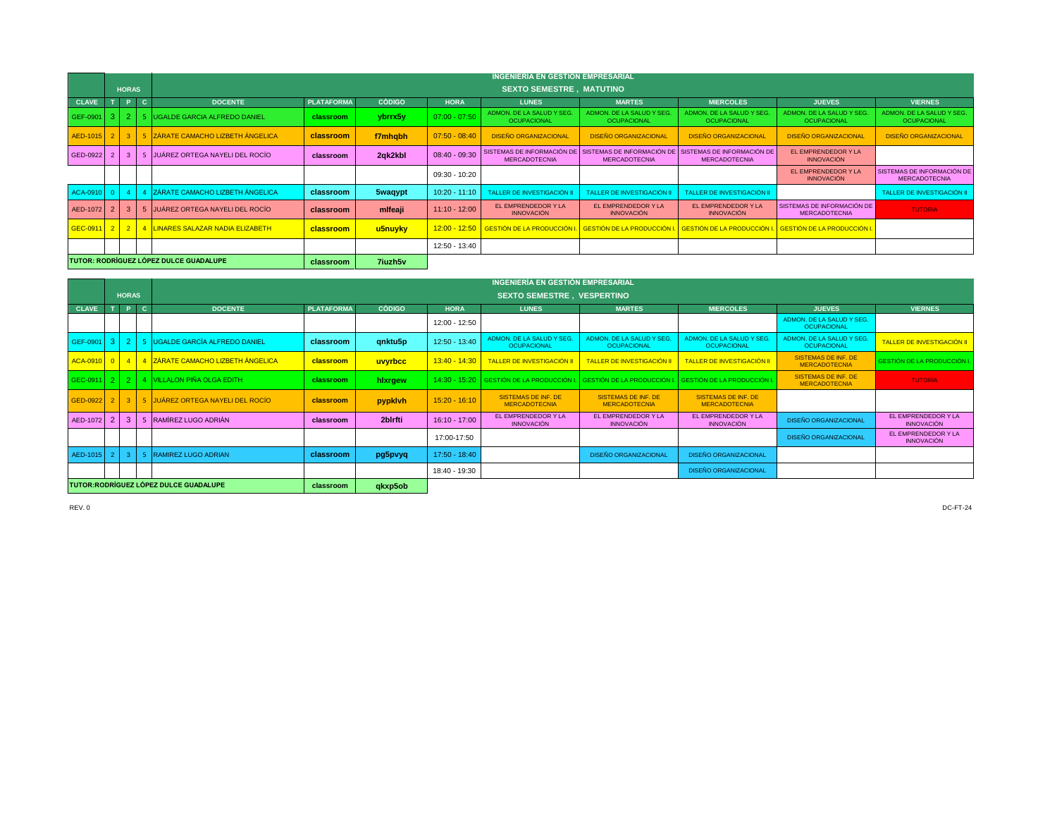| | HORAS | | | | | | INGENIERÍA EN GESTIÓN EMPRESARIAL SEXTO SEMESTRE , MATUTINO | | | | | |
|---|---|---|---|---|---|---|---|---|---|---|---|---|
| CLAVE | T | P | C | DOCENTE | PLATAFORMA | CÓDIGO | HORA | LUNES | MARTES | MIERCOLES | JUEVES | VIERNES |
| GEF-0901 | 3 | 2 | 5 | UGALDE GARCIA ALFREDO DANIEL | classroom | ybrrx5y | 07:00 - 07:50 | ADMON. DE LA SALUD Y SEG. OCUPACIONAL | ADMON. DE LA SALUD Y SEG. OCUPACIONAL | ADMON. DE LA SALUD Y SEG. OCUPACIONAL | ADMON. DE LA SALUD Y SEG. OCUPACIONAL | ADMON. DE LA SALUD Y SEG. OCUPACIONAL |
| AED-1015 | 2 | 3 | 5 | ZÁRATE CAMACHO LIZBETH ÁNGELICA | classroom | f7mhqbh | 07:50 - 08:40 | DISEÑO ORGANIZACIONAL | DISEÑO ORGANIZACIONAL | DISEÑO ORGANIZACIONAL | DISEÑO ORGANIZACIONAL | DISEÑO ORGANIZACIONAL |
| GED-0922 | 2 | 3 | 5 | JUÁREZ ORTEGA NAYELI DEL ROCÍO | classroom | 2qk2kbl | 08:40 - 09:30 | SISTEMAS DE INFORMACIÓN DE MERCADOTECNIA | SISTEMAS DE INFORMACIÓN DE MERCADOTECNIA | SISTEMAS DE INFORMACIÓN DE MERCADOTECNIA | EL EMPRENDEDOR Y LA INNOVACIÓN | |
| | | | | | | | 09:30 - 10:20 | | | | EL EMPRENDEDOR Y LA INNOVACIÓN | SISTEMAS DE INFORMACIÓN DE MERCADOTECNIA |
| ACA-0910 | 0 | 4 | 4 | ZÁRATE CAMACHO LIZBETH ÁNGELICA | classroom | 5waqypt | 10:20 - 11:10 | TALLER DE INVESTIGACIÓN II | TALLER DE INVESTIGACIÓN II | TALLER DE INVESTIGACIÓN II | | TALLER DE INVESTIGACIÓN II |
| AED-1072 | 2 | 3 | 5 | JUÁREZ ORTEGA NAYELI DEL ROCÍO | classroom | mlfeaji | 11:10 - 12:00 | EL EMPRENDEDOR Y LA INNOVACIÓN | EL EMPRENDEDOR Y LA INNOVACIÓN | EL EMPRENDEDOR Y LA INNOVACIÓN | SISTEMAS DE INFORMACIÓN DE MERCADOTECNIA | TUTORÍA |
| GEC-0911 | 2 | 2 | 4 | LINARES SALAZAR NADIA ELIZABETH | classroom | u5nuyky | 12:00 - 12:50 | GESTIÓN DE LA PRODUCCIÓN I. | GESTIÓN DE LA PRODUCCIÓN I. | GESTIÓN DE LA PRODUCCIÓN I. | GESTIÓN DE LA PRODUCCIÓN I. | |
| | | | | | | | 12:50 - 13:40 | | | | | |
| TUTOR: RODRÍGUEZ LÓPEZ DULCE GUADALUPE | | | | | classroom | 7iuzh5v | | | | | | |

| | HORAS | | | | | | INGENIERÍA EN GESTIÓN EMPRESARIAL SEXTO SEMESTRE , VESPERTINO | | | | | |
|---|---|---|---|---|---|---|---|---|---|---|---|---|
| CLAVE | T | P | C | DOCENTE | PLATAFORMA | CÓDIGO | HORA | LUNES | MARTES | MIERCOLES | JUEVES | VIERNES |
| | | | | | | | 12:00 - 12:50 | | | | ADMON. DE LA SALUD Y SEG. OCUPACIONAL | |
| GEF-0901 | 3 | 2 | 5 | UGALDE GARCÍA ALFREDO DANIEL | classroom | qnktu5p | 12:50 - 13:40 | ADMON. DE LA SALUD Y SEG. OCUPACIONAL | ADMON. DE LA SALUD Y SEG. OCUPACIONAL | ADMON. DE LA SALUD Y SEG. OCUPACIONAL | ADMON. DE LA SALUD Y SEG. OCUPACIONAL | TALLER DE INVESTIGACIÓN II |
| ACA-0910 | 0 | 4 | 4 | ZÁRATE CAMACHO LIZBETH ÁNGELICA | classroom | uvyrbcc | 13:40 - 14:30 | TALLER DE INVESTIGACIÓN II | TALLER DE INVESTIGACIÓN II | TALLER DE INVESTIGACIÓN II | SISTEMAS DE INF. DE MERCADOTECNIA | GESTIÓN DE LA PRODUCCIÓN I. |
| GEC-0911 | 2 | 2 | 4 | VILLALON PIÑA OLGA EDITH | classroom | hlxrgew | 14:30 - 15:20 | GESTIÓN DE LA PRODUCCIÓN I. | GESTIÓN DE LA PRODUCCIÓN I. | GESTIÓN DE LA PRODUCCIÓN I. | SISTEMAS DE INF. DE MERCADOTECNIA | TUTORÍA |
| GED-0922 | 2 | 3 | 5 | JUÁREZ ORTEGA NAYELI DEL ROCÍO | classroom | pypklvh | 15:20 - 16:10 | SISTEMAS DE INF. DE MERCADOTECNIA | SISTEMAS DE INF. DE MERCADOTECNIA | SISTEMAS DE INF. DE MERCADOTECNIA | | |
| AED-1072 | 2 | 3 | 5 | RAMÍREZ LUGO ADRIÁN | classroom | 2blrfti | 16:10 - 17:00 | EL EMPRENDEDOR Y LA INNOVACIÓN | EL EMPRENDEDOR Y LA INNOVACIÓN | EL EMPRENDEDOR Y LA INNOVACIÓN | DISEÑO ORGANIZACIONAL | EL EMPRENDEDOR Y LA INNOVACIÓN |
| | | | | | | | 17:00-17:50 | | | | DISEÑO ORGANIZACIONAL | EL EMPRENDEDOR Y LA INNOVACIÓN |
| AED-1015 | 2 | 3 | 5 | RAMIREZ LUGO ADRIAN | classroom | pg5pvyq | 17:50 - 18:40 | | DISEÑO ORGANIZACIONAL | DISEÑO ORGANIZACIONAL | | |
| | | | | | | | 18:40 - 19:30 | | | DISEÑO ORGANIZACIONAL | | |
| TUTOR:RODRÍGUEZ LÓPEZ DULCE GUADALUPE | | | | | classroom | qkxp5ob | | | | | | |

REV. 0

DC-FT-24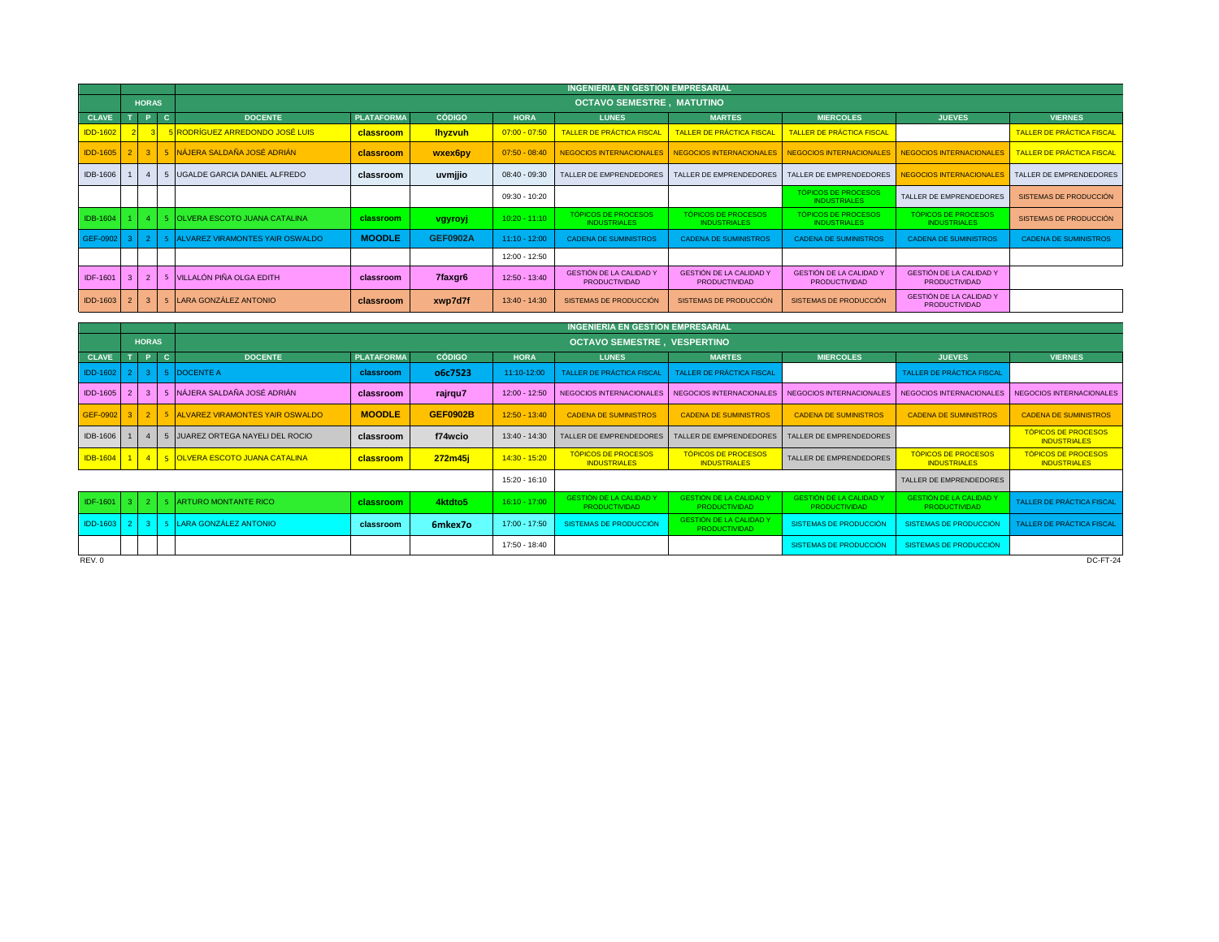| | | | | | | | | | | | | | |
|---|---|---|---|---|---|---|---|---|---|---|---|---|---|
| | | | | INGENIERIA EN GESTION EMPRESARIAL | | | | | | | | | |
| | HORAS | | | OCTAVO SEMESTRE , MATUTINO | | | | | | | | | |
| CLAVE | T | P | C | DOCENTE | PLATAFORMA | CÓDIGO | HORA | LUNES | MARTES | MIERCOLES | JUEVES | VIERNES |
| IDD-1602 | 2 | 3 | 5 | RODRÍGUEZ ARREDONDO JOSÉ LUIS | classroom | lhyzvuh | 07:00 - 07:50 | TALLER DE PRÁCTICA FISCAL | TALLER DE PRÁCTICA FISCAL | TALLER DE PRÁCTICA FISCAL | | TALLER DE PRÁCTICA FISCAL |
| IDD-1605 | 2 | 3 | 5 | NÁJERA SALDAÑA JOSÉ ADRIÁN | classroom | wxex6py | 07:50 - 08:40 | NEGOCIOS INTERNACIONALES | NEGOCIOS INTERNACIONALES | NEGOCIOS INTERNACIONALES | NEGOCIOS INTERNACIONALES | TALLER DE PRÁCTICA FISCAL |
| IDB-1606 | 1 | 4 | 5 | UGALDE GARCIA DANIEL ALFREDO | classroom | uvmjjio | 08:40 - 09:30 | TALLER DE EMPRENDEDORES | TALLER DE EMPRENDEDORES | TALLER DE EMPRENDEDORES | NEGOCIOS INTERNACIONALES | TALLER DE EMPRENDEDORES |
| | | | | | | | 09:30 - 10:20 | | | TÓPICOS DE PROCESOS INDUSTRIALES | TALLER DE EMPRENDEDORES | SISTEMAS DE PRODUCCIÓN |
| IDB-1604 | 1 | 4 | 5 | OLVERA ESCOTO JUANA CATALINA | classroom | vgyroyj | 10:20 - 11:10 | TÓPICOS DE PROCESOS INDUSTRIALES | TÓPICOS DE PROCESOS INDUSTRIALES | TÓPICOS DE PROCESOS INDUSTRIALES | TÓPICOS DE PROCESOS INDUSTRIALES | SISTEMAS DE PRODUCCIÓN |
| GEF-0902 | 3 | 2 | 5 | ALVAREZ VIRAMONTES YAIR OSWALDO | MOODLE | GEF0902A | 11:10 - 12:00 | CADENA DE SUMINISTROS | CADENA DE SUMINISTROS | CADENA DE SUMINISTROS | CADENA DE SUMINISTROS | CADENA DE SUMINISTROS |
| | | | | | | | 12:00 - 12:50 | | | | | |
| IDF-1601 | 3 | 2 | 5 | VILLALÓN PIÑA OLGA EDITH | classroom | 7faxgr6 | 12:50 - 13:40 | GESTIÓN DE LA CALIDAD Y PRODUCTIVIDAD | GESTIÓN DE LA CALIDAD Y PRODUCTIVIDAD | GESTIÓN DE LA CALIDAD Y PRODUCTIVIDAD | GESTIÓN DE LA CALIDAD Y PRODUCTIVIDAD | |
| IDD-1603 | 2 | 3 | 5 | LARA GONZÁLEZ ANTONIO | classroom | xwp7d7f | 13:40 - 14:30 | SISTEMAS DE PRODUCCIÓN | SISTEMAS DE PRODUCCIÓN | SISTEMAS DE PRODUCCIÓN | GESTIÓN DE LA CALIDAD Y PRODUCTIVIDAD | |

| | | | | | | | | | | | | |
|---|---|---|---|---|---|---|---|---|---|---|---|---|
| | | | | INGENIERIA EN GESTION EMPRESARIAL | | | | | | | | |
| | HORAS | | | OCTAVO SEMESTRE , VESPERTINO | | | | | | | | |
| CLAVE | T | P | C | DOCENTE | PLATAFORMA | CÓDIGO | HORA | LUNES | MARTES | MIERCOLES | JUEVES | VIERNES |
| IDD-1602 | 2 | 3 | 5 | DOCENTE A | classroom | o6c7523 | 11:10-12:00 | TALLER DE PRÁCTICA FISCAL | TALLER DE PRÁCTICA FISCAL | | TALLER DE PRÁCTICA FISCAL | |
| IDD-1605 | 2 | 3 | 5 | NÁJERA SALDAÑA JOSÉ ADRIÁN | classroom | rajrqu7 | 12:00 - 12:50 | NEGOCIOS INTERNACIONALES | NEGOCIOS INTERNACIONALES | NEGOCIOS INTERNACIONALES | NEGOCIOS INTERNACIONALES | NEGOCIOS INTERNACIONALES |
| GEF-0902 | 3 | 2 | 5 | ALVAREZ VIRAMONTES YAIR OSWALDO | MOODLE | GEF0902B | 12:50 - 13:40 | CADENA DE SUMINISTROS | CADENA DE SUMINISTROS | CADENA DE SUMINISTROS | CADENA DE SUMINISTROS | CADENA DE SUMINISTROS |
| IDB-1606 | 1 | 4 | 5 | JUAREZ ORTEGA NAYELI DEL ROCIO | classroom | f74wcio | 13:40 - 14:30 | TALLER DE EMPRENDEDORES | TALLER DE EMPRENDEDORES | TALLER DE EMPRENDEDORES | | TÓPICOS DE PROCESOS INDUSTRIALES |
| IDB-1604 | 1 | 4 | 5 | OLVERA ESCOTO JUANA CATALINA | classroom | 272m45j | 14:30 - 15:20 | TÓPICOS DE PROCESOS INDUSTRIALES | TÓPICOS DE PROCESOS INDUSTRIALES | TALLER DE EMPRENDEDORES | TÓPICOS DE PROCESOS INDUSTRIALES | TÓPICOS DE PROCESOS INDUSTRIALES |
| | | | | | | | 15:20 - 16:10 | | | | TALLER DE EMPRENDEDORES | |
| IDF-1601 | 3 | 2 | 5 | ARTURO MONTANTE RICO | classroom | 4ktdto5 | 16:10 - 17:00 | GESTIÓN DE LA CALIDAD Y PRODUCTIVIDAD | GESTIÓN DE LA CALIDAD Y PRODUCTIVIDAD | GESTIÓN DE LA CALIDAD Y PRODUCTIVIDAD | GESTIÓN DE LA CALIDAD Y PRODUCTIVIDAD | TALLER DE PRÁCTICA FISCAL |
| IDD-1603 | 2 | 3 | 5 | LARA GONZÁLEZ ANTONIO | classroom | 6mkex7o | 17:00 - 17:50 | SISTEMAS DE PRODUCCIÓN | GESTIÓN DE LA CALIDAD Y PRODUCTIVIDAD | SISTEMAS DE PRODUCCIÓN | SISTEMAS DE PRODUCCIÓN | TALLER DE PRÁCTICA FISCAL |
| | | | | | | | 17:50 - 18:40 | | | SISTEMAS DE PRODUCCIÓN | SISTEMAS DE PRODUCCIÓN | |

REV. 0

DC-FT-24